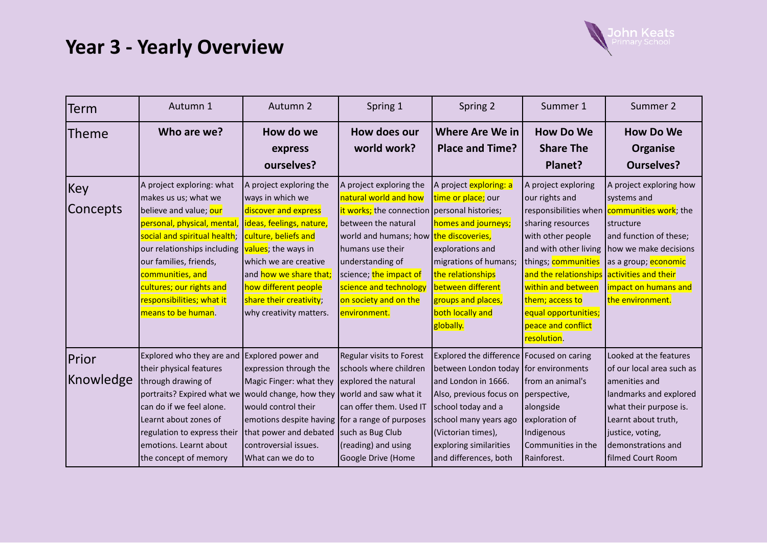# Year 3 - Yearly Overview

John Keats Primary School

| Term | Autumn 1 | Autumn 2 | Spring 1 | Spring 2 | Summer 1 | Summer 2 |
|---|---|---|---|---|---|---|
| Theme | **Who are we?** | **How do we express ourselves?** | **How does our world work?** | **Where Are We in Place and Time?** | **How Do We Share The Planet?** | **How Do We Organise Ourselves?** |
| Key Concepts | A project exploring: what makes us us; what we believe and value; our personal, physical, mental, social and spiritual health; our relationships including our families, friends, communities, and cultures; our rights and responsibilities; what it means to be human. | A project exploring the ways in which we discover and express ideas, feelings, nature, culture, beliefs and values; the ways in which we are creative and how we share that; how different people share their creativity; why creativity matters. | A project exploring the natural world and how it works; the connection between the natural world and humans; how humans use their understanding of science; the impact of science and technology on society and on the environment. | A project exploring: a time or place; our personal histories; homes and journeys; the discoveries, explorations and migrations of humans; the relationships between different groups and places, both locally and globally. | A project exploring our rights and responsibilities when sharing resources with other people and with other living things; communities and the relationships within and between them; access to equal opportunities; peace and conflict resolution. | A project exploring how systems and communities work; the structure and function of these; how we make decisions as a group; economic activities and their impact on humans and the environment. |
| Prior Knowledge | Explored who they are and their physical features through drawing of portraits? Expired what we can do if we feel alone. Learnt about zones of regulation to express their emotions. Learnt about the concept of memory | Explored power and expression through the Magic Finger: what they would change, how they would control their emotions despite having that power and debated controversial issues. What can we do to | Regular visits to Forest schools where children explored the natural world and saw what it can offer them. Used IT for a range of purposes such as Bug Club (reading) and using Google Drive (Home | Explored the difference between London today and London in 1666. Also, previous focus on school today and a school many years ago (Victorian times), exploring similarities and differences, both | Focused on caring for environments from an animal's perspective, alongside exploration of Indigenous Communities in the Rainforest. | Looked at the features of our local area such as amenities and landmarks and explored what their purpose is. Learnt about truth, justice, voting, demonstrations and filmed Court Room |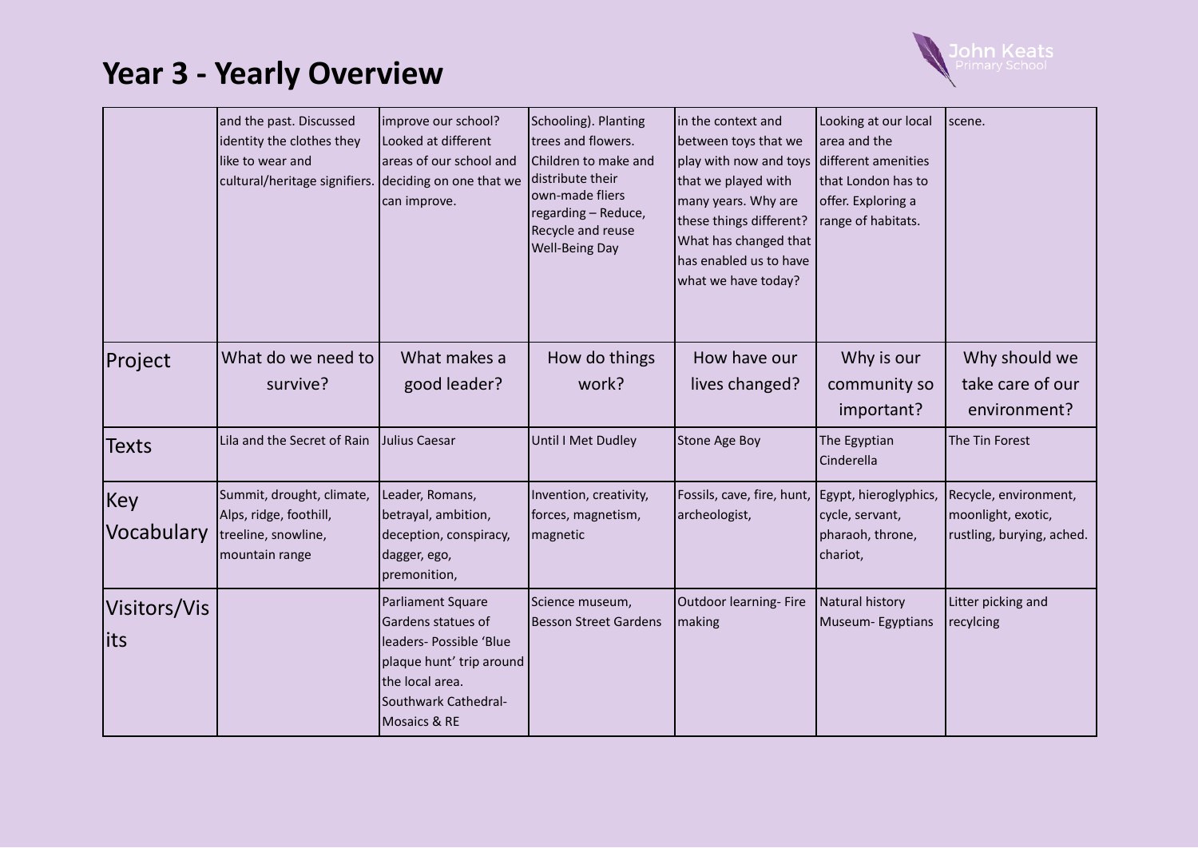# Year 3 - Yearly Overview

| | | | | | | |
|---|---|---|---|---|---|---|
| | and the past. Discussed identity the clothes they like to wear and cultural/heritage signifiers. | improve our school? Looked at different areas of our school and deciding on one that we can improve. | Schooling). Planting trees and flowers. Children to make and distribute their own-made fliers regarding – Reduce, Recycle and reuse Well-Being Day | in the context and between toys that we play with now and toys that we played with many years. Why are these things different? What has changed that has enabled us to have what we have today? | Looking at our local area and the different amenities that London has to offer. Exploring a range of habitats. | scene. |
| Project | What do we need to survive? | What makes a good leader? | How do things work? | How have our lives changed? | Why is our community so important? | Why should we take care of our environment? |
| Texts | Lila and the Secret of Rain | Julius Caesar | Until I Met Dudley | Stone Age Boy | The Egyptian Cinderella | The Tin Forest |
| Key Vocabulary | Summit, drought, climate, Alps, ridge, foothill, treeline, snowline, mountain range | Leader, Romans, betrayal, ambition, deception, conspiracy, dagger, ego, premonition, | Invention, creativity, forces, magnetism, magnetic | Fossils, cave, fire, hunt, archeologist, | Egypt, hieroglyphics, cycle, servant, pharaoh, throne, chariot, | Recycle, environment, moonlight, exotic, rustling, burying, ached. |
| Visitors/Visits | | Parliament Square Gardens statues of leaders- Possible 'Blue plaque hunt' trip around the local area. Southwark Cathedral- Mosaics & RE | Science museum, Besson Street Gardens | Outdoor learning- Fire making | Natural history Museum- Egyptians | Litter picking and recylcing |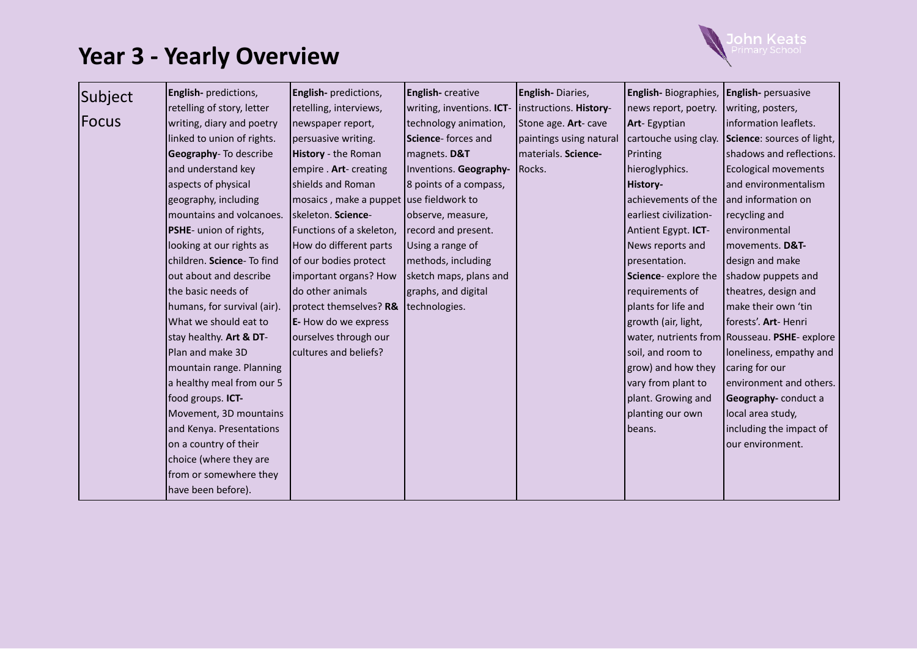# Year 3 - Yearly Overview

John Keats Primary School

| Subject Focus | **English-** predictions, retelling of story, letter writing, diary and poetry linked to union of rights. **Geography**- To describe and understand key aspects of physical geography, including mountains and volcanoes. **PSHE**- union of rights, looking at our rights as children. **Science**- To find out about and describe the basic needs of humans, for survival (air). What we should eat to stay healthy. **Art & DT**- Plan and make 3D mountain range. Planning a healthy meal from our 5 food groups. **ICT-** Movement, 3D mountains and Kenya. Presentations on a country of their choice (where they are from or somewhere they have been before). | **English-** predictions, retelling, interviews, newspaper report, persuasive writing. **History** - the Roman empire . **Art**- creating shields and Roman mosaics , make a puppet skeleton. **Science**- Functions of a skeleton, How do different parts of our bodies protect important organs? How do other animals protect themselves? **R& E-** How do we express ourselves through our cultures and beliefs? | **English-** creative writing, inventions. **ICT**- technology animation, **Science**- forces and magnets. **D&T** Inventions. **Geography-** 8 points of a compass, use fieldwork to observe, measure, record and present. Using a range of methods, including sketch maps, plans and graphs, and digital technologies. | **English-** Diaries, instructions. **History**- Stone age. **Art**- cave paintings using natural materials. **Science-** Rocks. | **English-** Biographies, news report, poetry. **Art**- Egyptian cartouche using clay. Printing hieroglyphics. **History-** achievements of the earliest civilization- Antient Egypt. **ICT**- News reports and presentation. **Science**- explore the requirements of plants for life and growth (air, light, water, nutrients from soil, and room to grow) and how they vary from plant to plant. Growing and planting our own beans. | **English-** persuasive writing, posters, information leaflets. **Science**: sources of light, shadows and reflections. Ecological movements and environmentalism and information on recycling and environmental movements. **D&T-** design and make shadow puppets and theatres, design and make their own 'tin forests'. **Art**- Henri Rousseau. **PSHE**- explore loneliness, empathy and caring for our environment and others. **Geography-** conduct a local area study, including the impact of our environment. |
|---|---|---|---|---|---|---|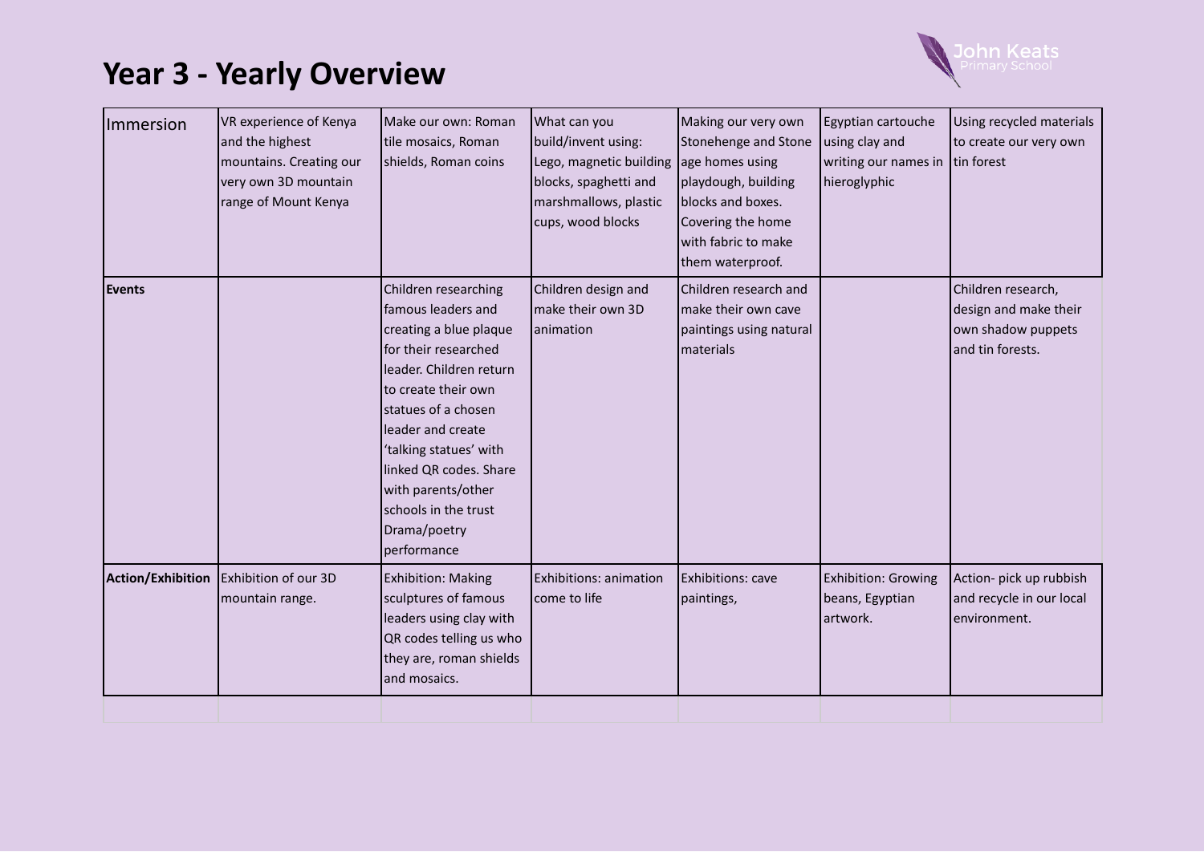# Year 3 - Yearly Overview

John Keats Primary School

| Immersion | VR experience of Kenya and the highest mountains. Creating our very own 3D mountain range of Mount Kenya | Make our own: Roman tile mosaics, Roman shields, Roman coins | What can you build/invent using: Lego, magnetic building blocks, spaghetti and marshmallows, plastic cups, wood blocks | Making our very own Stonehenge and Stone age homes using playdough, building blocks and boxes. Covering the home with fabric to make them waterproof. | Egyptian cartouche using clay and writing our names in hieroglyphic | Using recycled materials to create our very own tin forest |
|---|---|---|---|---|---|---|
| **Events** | | Children researching famous leaders and creating a blue plaque for their researched leader. Children return to create their own statues of a chosen leader and create 'talking statues' with linked QR codes. Share with parents/other schools in the trust Drama/poetry performance | Children design and make their own 3D animation | Children research and make their own cave paintings using natural materials | | Children research, design and make their own shadow puppets and tin forests. |
| **Action/Exhibition** | Exhibition of our 3D mountain range. | Exhibition: Making sculptures of famous leaders using clay with QR codes telling us who they are, roman shields and mosaics. | Exhibitions: animation come to life | Exhibitions: cave paintings, | Exhibition: Growing beans, Egyptian artwork. | Action- pick up rubbish and recycle in our local environment. |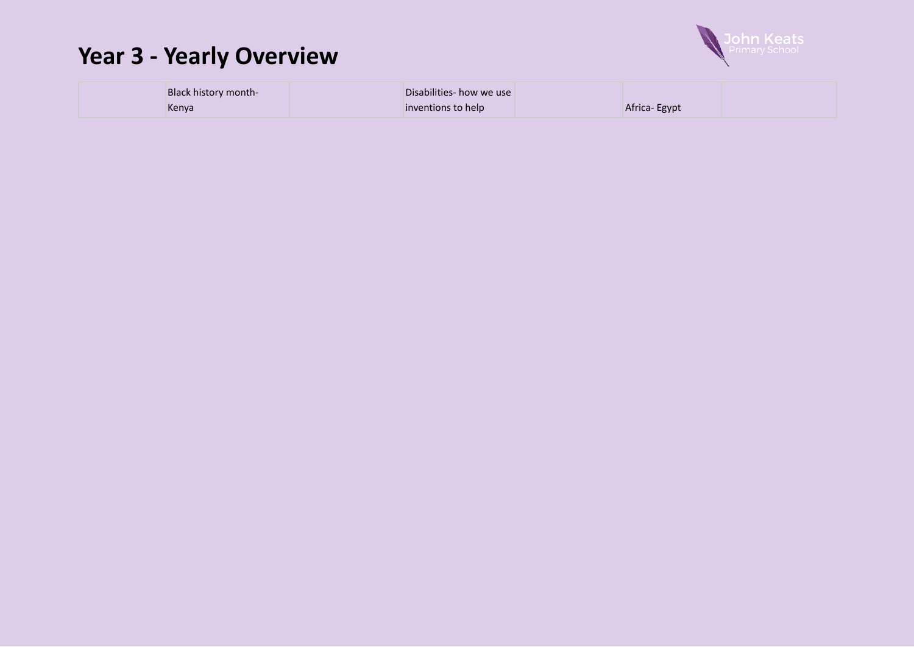# Year 3 - Yearly Overview

| | | | | | | | |
|---|---|---|---|---|---|---|---|
| | Black history month- Kenya | | Disabilities- how we use inventions to help | | | Africa- Egypt | |